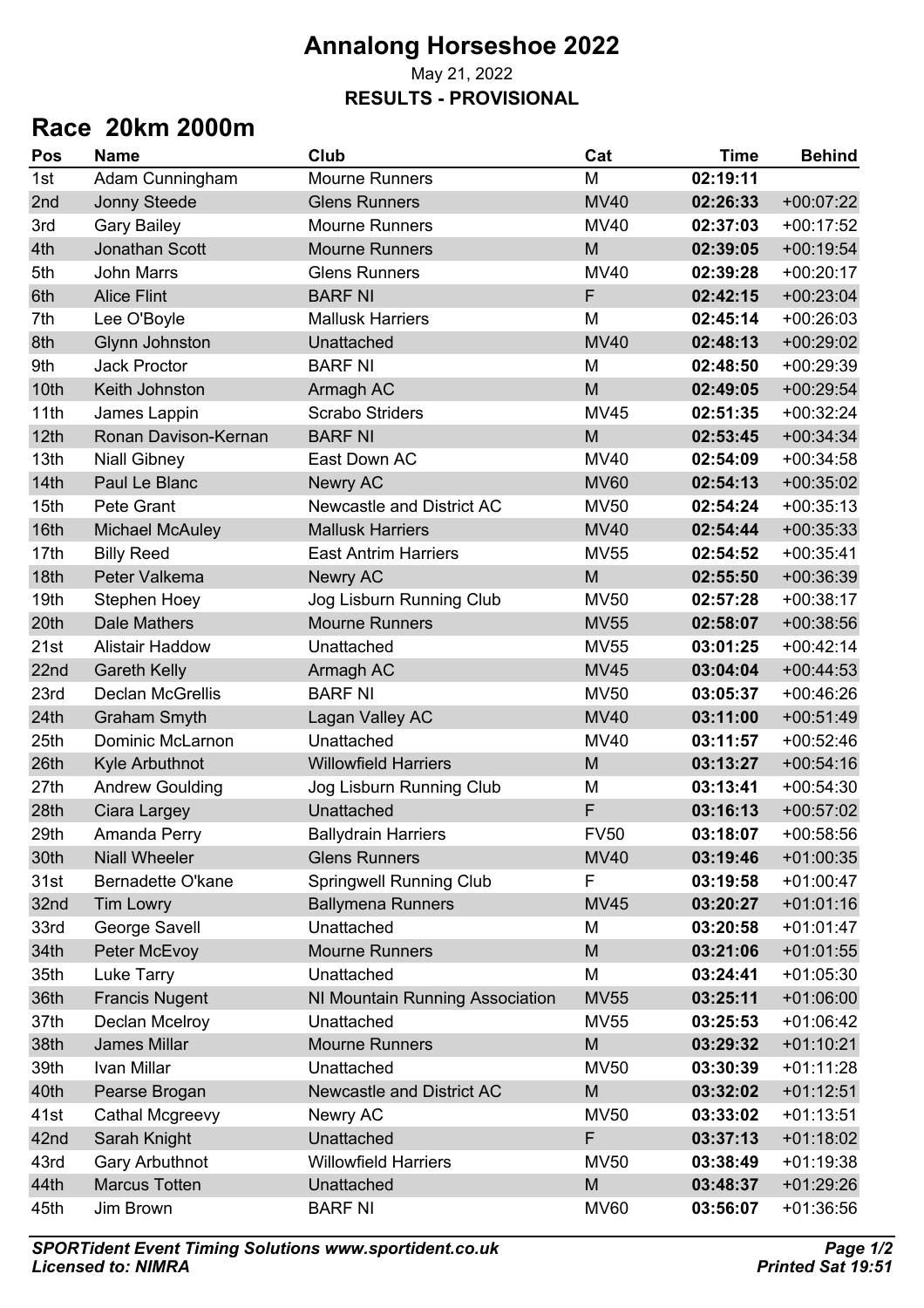# Annalong Horseshoe 2022

May 21, 2022

**RESULTS - PROVISIONAL**

## Race 20km 2000m

| Pos | Name | Club | Cat | Time | Behind |
|---|---|---|---|---|---|
| 1st | Adam Cunningham | Mourne Runners | M | **02:19:11** | |
| 2nd | Jonny Steede | Glens Runners | MV40 | **02:26:33** | +00:07:22 |
| 3rd | Gary Bailey | Mourne Runners | MV40 | **02:37:03** | +00:17:52 |
| 4th | Jonathan Scott | Mourne Runners | M | **02:39:05** | +00:19:54 |
| 5th | John Marrs | Glens Runners | MV40 | **02:39:28** | +00:20:17 |
| 6th | Alice Flint | BARF NI | F | **02:42:15** | +00:23:04 |
| 7th | Lee O'Boyle | Mallusk Harriers | M | **02:45:14** | +00:26:03 |
| 8th | Glynn Johnston | Unattached | MV40 | **02:48:13** | +00:29:02 |
| 9th | Jack Proctor | BARF NI | M | **02:48:50** | +00:29:39 |
| 10th | Keith Johnston | Armagh AC | M | **02:49:05** | +00:29:54 |
| 11th | James Lappin | Scrabo Striders | MV45 | **02:51:35** | +00:32:24 |
| 12th | Ronan Davison-Kernan | BARF NI | M | **02:53:45** | +00:34:34 |
| 13th | Niall Gibney | East Down AC | MV40 | **02:54:09** | +00:34:58 |
| 14th | Paul Le Blanc | Newry AC | MV60 | **02:54:13** | +00:35:02 |
| 15th | Pete Grant | Newcastle and District AC | MV50 | **02:54:24** | +00:35:13 |
| 16th | Michael McAuley | Mallusk Harriers | MV40 | **02:54:44** | +00:35:33 |
| 17th | Billy Reed | East Antrim Harriers | MV55 | **02:54:52** | +00:35:41 |
| 18th | Peter Valkema | Newry AC | M | **02:55:50** | +00:36:39 |
| 19th | Stephen Hoey | Jog Lisburn Running Club | MV50 | **02:57:28** | +00:38:17 |
| 20th | Dale Mathers | Mourne Runners | MV55 | **02:58:07** | +00:38:56 |
| 21st | Alistair Haddow | Unattached | MV55 | **03:01:25** | +00:42:14 |
| 22nd | Gareth Kelly | Armagh AC | MV45 | **03:04:04** | +00:44:53 |
| 23rd | Declan McGrellis | BARF NI | MV50 | **03:05:37** | +00:46:26 |
| 24th | Graham Smyth | Lagan Valley AC | MV40 | **03:11:00** | +00:51:49 |
| 25th | Dominic McLarnon | Unattached | MV40 | **03:11:57** | +00:52:46 |
| 26th | Kyle Arbuthnot | Willowfield Harriers | M | **03:13:27** | +00:54:16 |
| 27th | Andrew Goulding | Jog Lisburn Running Club | M | **03:13:41** | +00:54:30 |
| 28th | Ciara Largey | Unattached | F | **03:16:13** | +00:57:02 |
| 29th | Amanda Perry | Ballydrain Harriers | FV50 | **03:18:07** | +00:58:56 |
| 30th | Niall Wheeler | Glens Runners | MV40 | **03:19:46** | +01:00:35 |
| 31st | Bernadette O'kane | Springwell Running Club | F | **03:19:58** | +01:00:47 |
| 32nd | Tim Lowry | Ballymena Runners | MV45 | **03:20:27** | +01:01:16 |
| 33rd | George Savell | Unattached | M | **03:20:58** | +01:01:47 |
| 34th | Peter McEvoy | Mourne Runners | M | **03:21:06** | +01:01:55 |
| 35th | Luke Tarry | Unattached | M | **03:24:41** | +01:05:30 |
| 36th | Francis Nugent | NI Mountain Running Association | MV55 | **03:25:11** | +01:06:00 |
| 37th | Declan Mcelroy | Unattached | MV55 | **03:25:53** | +01:06:42 |
| 38th | James Millar | Mourne Runners | M | **03:29:32** | +01:10:21 |
| 39th | Ivan Millar | Unattached | MV50 | **03:30:39** | +01:11:28 |
| 40th | Pearse Brogan | Newcastle and District AC | M | **03:32:02** | +01:12:51 |
| 41st | Cathal Mcgreevy | Newry AC | MV50 | **03:33:02** | +01:13:51 |
| 42nd | Sarah Knight | Unattached | F | **03:37:13** | +01:18:02 |
| 43rd | Gary Arbuthnot | Willowfield Harriers | MV50 | **03:38:49** | +01:19:38 |
| 44th | Marcus Totten | Unattached | M | **03:48:37** | +01:29:26 |
| 45th | Jim Brown | BARF NI | MV60 | **03:56:07** | +01:36:56 |

***SPORTident Event Timing Solutions www.sportident.co.uk***
***Licensed to: NIMRA***

***Printed Sat 19:51***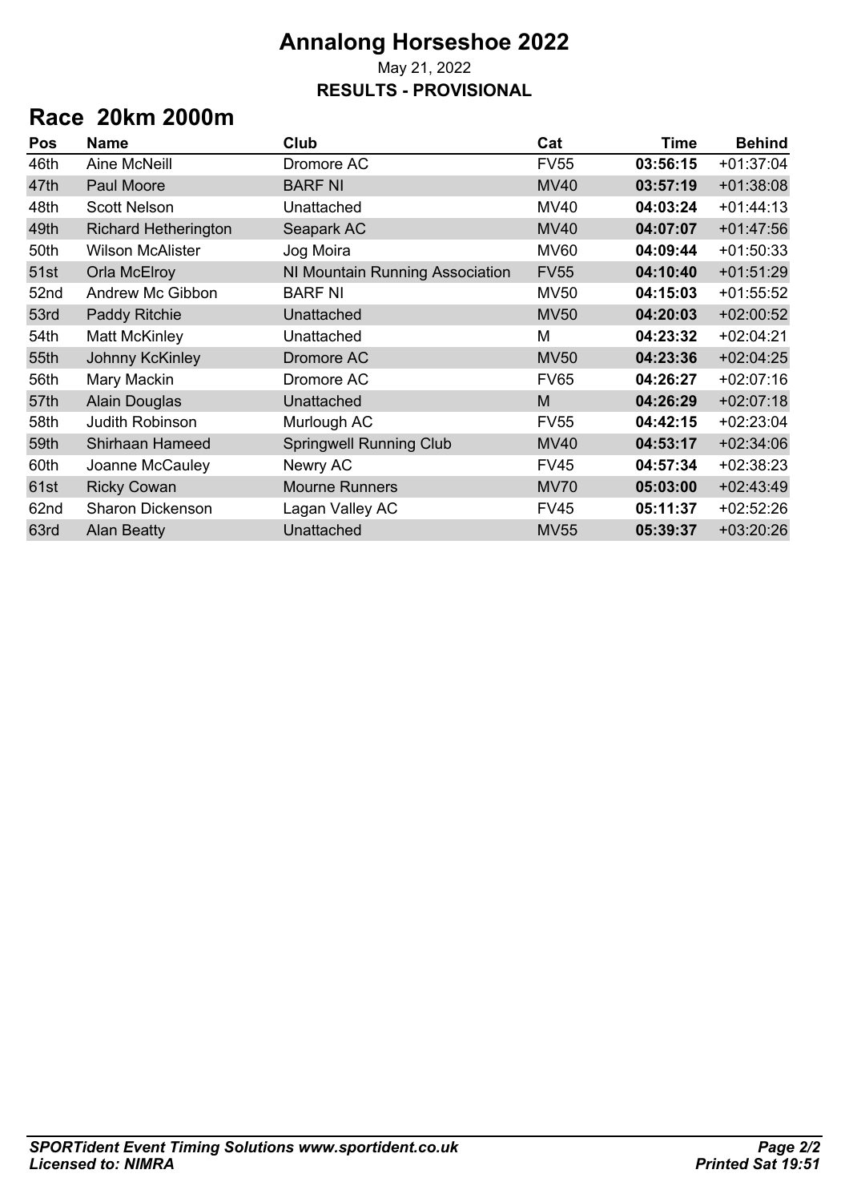# Annalong Horseshoe 2022

May 21, 2022

**RESULTS - PROVISIONAL**

## Race 20km 2000m

| Pos | Name | Club | Cat | Time | Behind |
|---|---|---|---|---|---|
| 46th | Aine McNeill | Dromore AC | FV55 | **03:56:15** | +01:37:04 |
| 47th | Paul Moore | BARF NI | MV40 | **03:57:19** | +01:38:08 |
| 48th | Scott Nelson | Unattached | MV40 | **04:03:24** | +01:44:13 |
| 49th | Richard Hetherington | Seapark AC | MV40 | **04:07:07** | +01:47:56 |
| 50th | Wilson McAlister | Jog Moira | MV60 | **04:09:44** | +01:50:33 |
| 51st | Orla McElroy | NI Mountain Running Association | FV55 | **04:10:40** | +01:51:29 |
| 52nd | Andrew Mc Gibbon | BARF NI | MV50 | **04:15:03** | +01:55:52 |
| 53rd | Paddy Ritchie | Unattached | MV50 | **04:20:03** | +02:00:52 |
| 54th | Matt McKinley | Unattached | M | **04:23:32** | +02:04:21 |
| 55th | Johnny KcKinley | Dromore AC | MV50 | **04:23:36** | +02:04:25 |
| 56th | Mary Mackin | Dromore AC | FV65 | **04:26:27** | +02:07:16 |
| 57th | Alain Douglas | Unattached | M | **04:26:29** | +02:07:18 |
| 58th | Judith Robinson | Murlough AC | FV55 | **04:42:15** | +02:23:04 |
| 59th | Shirhaan Hameed | Springwell Running Club | MV40 | **04:53:17** | +02:34:06 |
| 60th | Joanne McCauley | Newry AC | FV45 | **04:57:34** | +02:38:23 |
| 61st | Ricky Cowan | Mourne Runners | MV70 | **05:03:00** | +02:43:49 |
| 62nd | Sharon Dickenson | Lagan Valley AC | FV45 | **05:11:37** | +02:52:26 |
| 63rd | Alan Beatty | Unattached | MV55 | **05:39:37** | +03:20:26 |

***SPORTident Event Timing Solutions www.sportident.co.uk***
***Licensed to: NIMRA***

***Printed Sat 19:51***